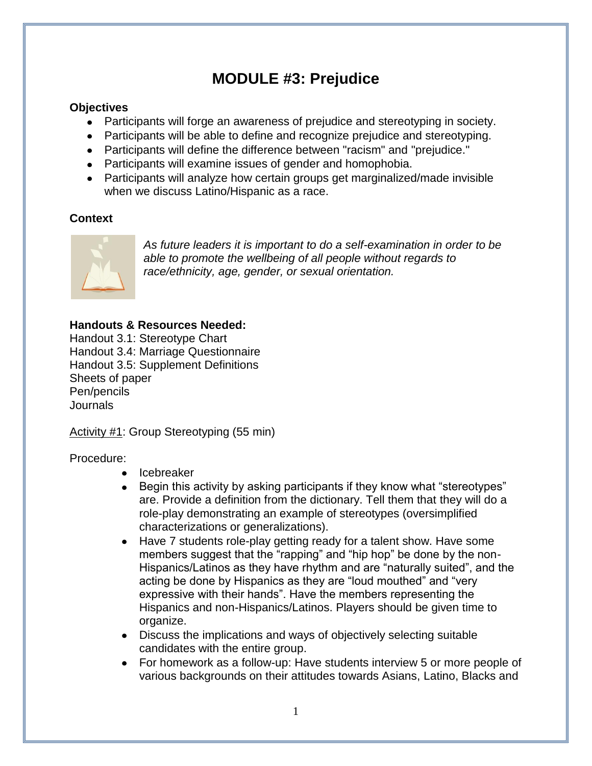# MODULE #3: Prejudice

**Objectives**

- Participants will forge an awareness of prejudice and stereotyping in society.
- Participants will be able to define and recognize prejudice and stereotyping.
- Participants will define the difference between "racism" and "prejudice."
- Participants will examine issues of gender and homophobia.
- Participants will analyze how certain groups get marginalized/made invisible when we discuss Latino/Hispanic as a race.

**Context**

*As future leaders it is important to do a self-examination in order to be able to promote the wellbeing of all people without regards to race/ethnicity, age, gender, or sexual orientation.*

**Handouts & Resources Needed:**

Handout 3.1: Stereotype Chart
Handout 3.4: Marriage Questionnaire
Handout 3.5: Supplement Definitions
Sheets of paper
Pen/pencils
Journals

Activity #1: Group Stereotyping (55 min)

Procedure:

- Icebreaker
- Begin this activity by asking participants if they know what "stereotypes" are. Provide a definition from the dictionary. Tell them that they will do a role-play demonstrating an example of stereotypes (oversimplified characterizations or generalizations).
- Have 7 students role-play getting ready for a talent show. Have some members suggest that the "rapping" and "hip hop" be done by the non-Hispanics/Latinos as they have rhythm and are "naturally suited", and the acting be done by Hispanics as they are "loud mouthed" and "very expressive with their hands". Have the members representing the Hispanics and non-Hispanics/Latinos. Players should be given time to organize.
- Discuss the implications and ways of objectively selecting suitable candidates with the entire group.
- For homework as a follow-up: Have students interview 5 or more people of various backgrounds on their attitudes towards Asians, Latino, Blacks and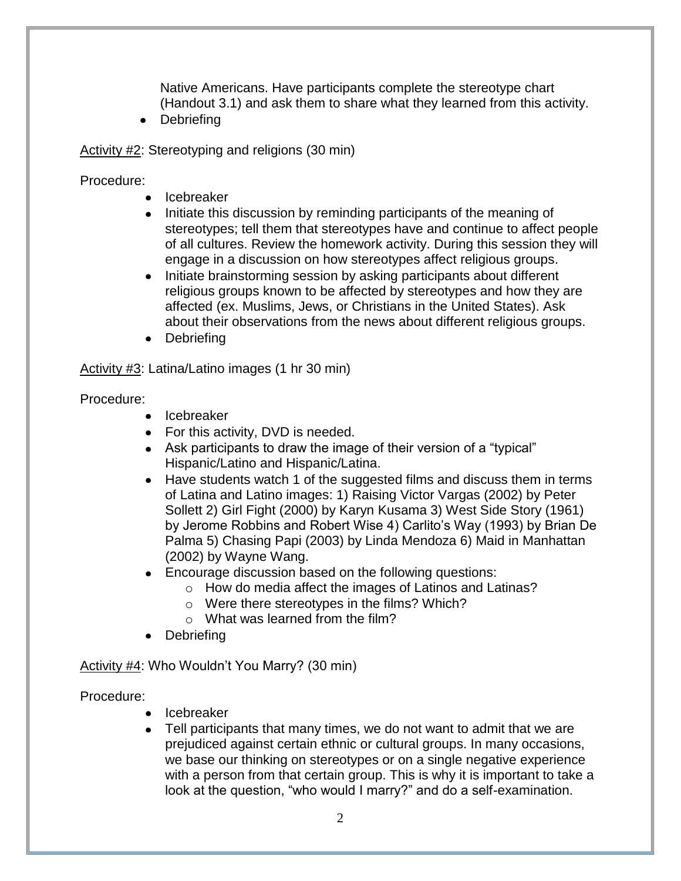Native Americans. Have participants complete the stereotype chart (Handout 3.1) and ask them to share what they learned from this activity.

- Debriefing

<u>Activity #2</u>: Stereotyping and religions (30 min)

Procedure:

- Icebreaker
- Initiate this discussion by reminding participants of the meaning of stereotypes; tell them that stereotypes have and continue to affect people of all cultures. Review the homework activity. During this session they will engage in a discussion on how stereotypes affect religious groups.
- Initiate brainstorming session by asking participants about different religious groups known to be affected by stereotypes and how they are affected (ex. Muslims, Jews, or Christians in the United States). Ask about their observations from the news about different religious groups.
- Debriefing

<u>Activity #3</u>: Latina/Latino images (1 hr 30 min)

Procedure:

- Icebreaker
- For this activity, DVD is needed.
- Ask participants to draw the image of their version of a "typical" Hispanic/Latino and Hispanic/Latina.
- Have students watch 1 of the suggested films and discuss them in terms of Latina and Latino images: 1) Raising Victor Vargas (2002) by Peter Sollett 2) Girl Fight (2000) by Karyn Kusama 3) West Side Story (1961) by Jerome Robbins and Robert Wise 4) Carlito's Way (1993) by Brian De Palma 5) Chasing Papi (2003) by Linda Mendoza 6) Maid in Manhattan (2002) by Wayne Wang.
- Encourage discussion based on the following questions:
  - How do media affect the images of Latinos and Latinas?
  - Were there stereotypes in the films? Which?
  - What was learned from the film?
- Debriefing

<u>Activity #4</u>: Who Wouldn't You Marry? (30 min)

Procedure:

- Icebreaker
- Tell participants that many times, we do not want to admit that we are prejudiced against certain ethnic or cultural groups. In many occasions, we base our thinking on stereotypes or on a single negative experience with a person from that certain group. This is why it is important to take a look at the question, "who would I marry?" and do a self-examination.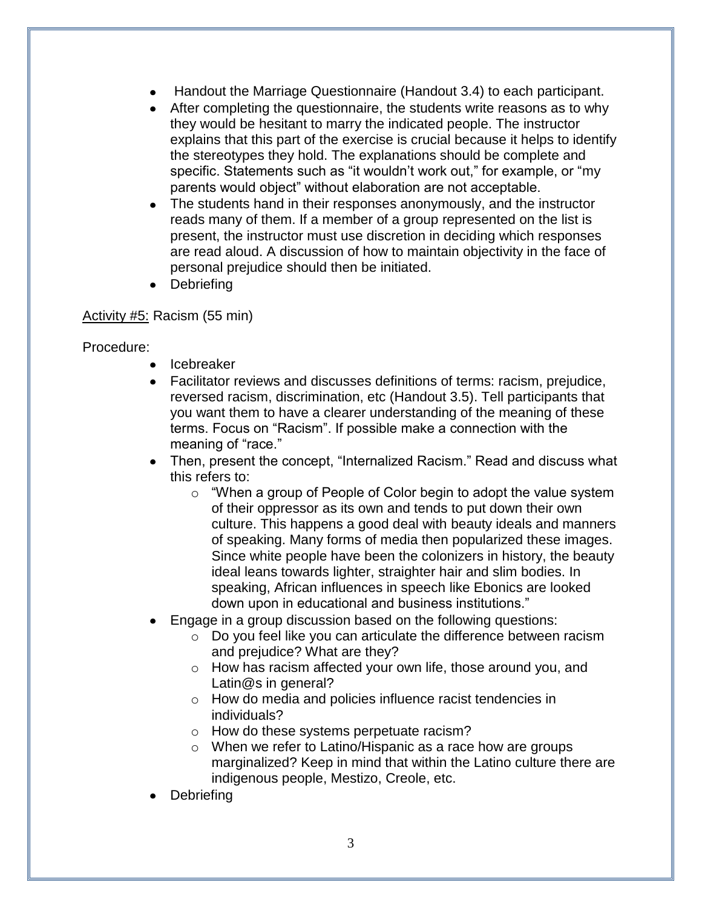- Handout the Marriage Questionnaire (Handout 3.4) to each participant.
- After completing the questionnaire, the students write reasons as to why they would be hesitant to marry the indicated people. The instructor explains that this part of the exercise is crucial because it helps to identify the stereotypes they hold. The explanations should be complete and specific. Statements such as "it wouldn't work out," for example, or "my parents would object" without elaboration are not acceptable.
- The students hand in their responses anonymously, and the instructor reads many of them. If a member of a group represented on the list is present, the instructor must use discretion in deciding which responses are read aloud. A discussion of how to maintain objectivity in the face of personal prejudice should then be initiated.
- Debriefing

<u>Activity #5:</u> Racism (55 min)

Procedure:

- Icebreaker
- Facilitator reviews and discusses definitions of terms: racism, prejudice, reversed racism, discrimination, etc (Handout 3.5). Tell participants that you want them to have a clearer understanding of the meaning of these terms. Focus on "Racism". If possible make a connection with the meaning of "race."
- Then, present the concept, "Internalized Racism." Read and discuss what this refers to:
    - "When a group of People of Color begin to adopt the value system of their oppressor as its own and tends to put down their own culture. This happens a good deal with beauty ideals and manners of speaking. Many forms of media then popularized these images. Since white people have been the colonizers in history, the beauty ideal leans towards lighter, straighter hair and slim bodies. In speaking, African influences in speech like Ebonics are looked down upon in educational and business institutions."
- Engage in a group discussion based on the following questions:
    - Do you feel like you can articulate the difference between racism and prejudice? What are they?
    - How has racism affected your own life, those around you, and Latin@s in general?
    - How do media and policies influence racist tendencies in individuals?
    - How do these systems perpetuate racism?
    - When we refer to Latino/Hispanic as a race how are groups marginalized? Keep in mind that within the Latino culture there are indigenous people, Mestizo, Creole, etc.
- Debriefing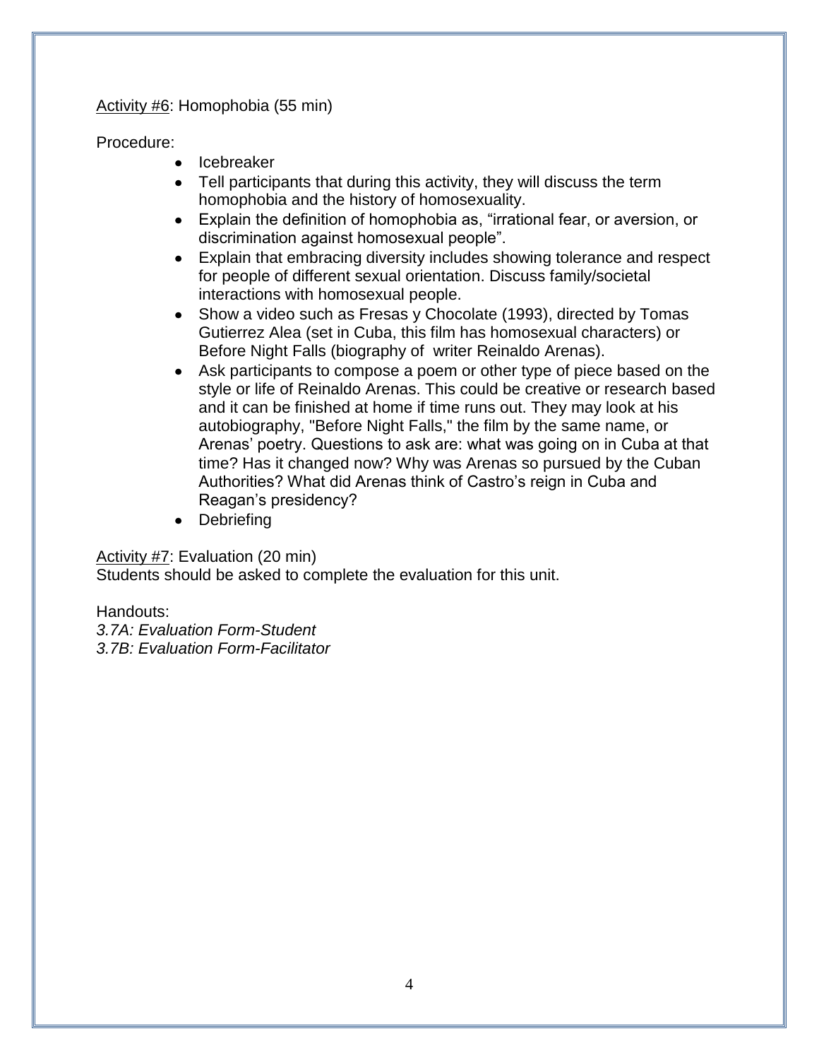Activity #6: Homophobia (55 min)

Procedure:

- Icebreaker
- Tell participants that during this activity, they will discuss the term homophobia and the history of homosexuality.
- Explain the definition of homophobia as, "irrational fear, or aversion, or discrimination against homosexual people".
- Explain that embracing diversity includes showing tolerance and respect for people of different sexual orientation. Discuss family/societal interactions with homosexual people.
- Show a video such as Fresas y Chocolate (1993), directed by Tomas Gutierrez Alea (set in Cuba, this film has homosexual characters) or Before Night Falls (biography of writer Reinaldo Arenas).
- Ask participants to compose a poem or other type of piece based on the style or life of Reinaldo Arenas. This could be creative or research based and it can be finished at home if time runs out. They may look at his autobiography, "Before Night Falls," the film by the same name, or Arenas' poetry. Questions to ask are: what was going on in Cuba at that time? Has it changed now? Why was Arenas so pursued by the Cuban Authorities? What did Arenas think of Castro's reign in Cuba and Reagan's presidency?
- Debriefing

Activity #7: Evaluation (20 min)
Students should be asked to complete the evaluation for this unit.

Handouts:
*3.7A: Evaluation Form-Student*
*3.7B: Evaluation Form-Facilitator*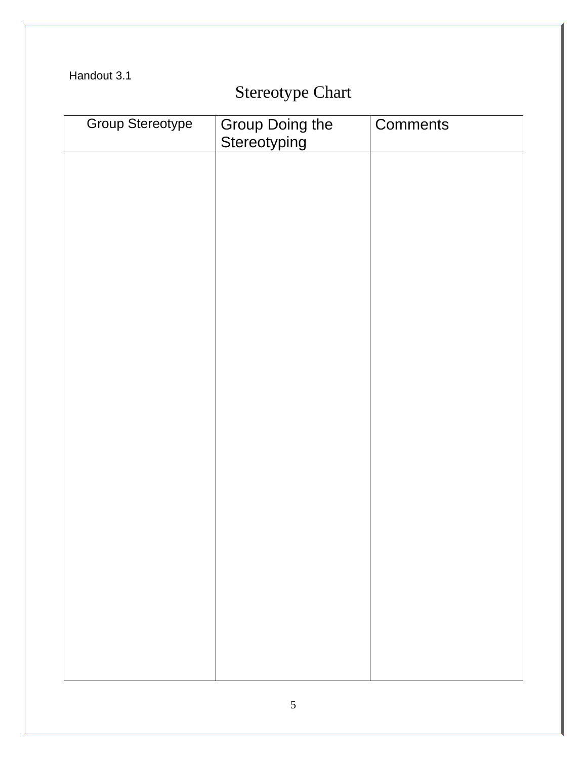Handout 3.1

# Stereotype Chart

| Group Stereotype | Group Doing the Stereotyping | Comments |
| --- | --- | --- |
| | | |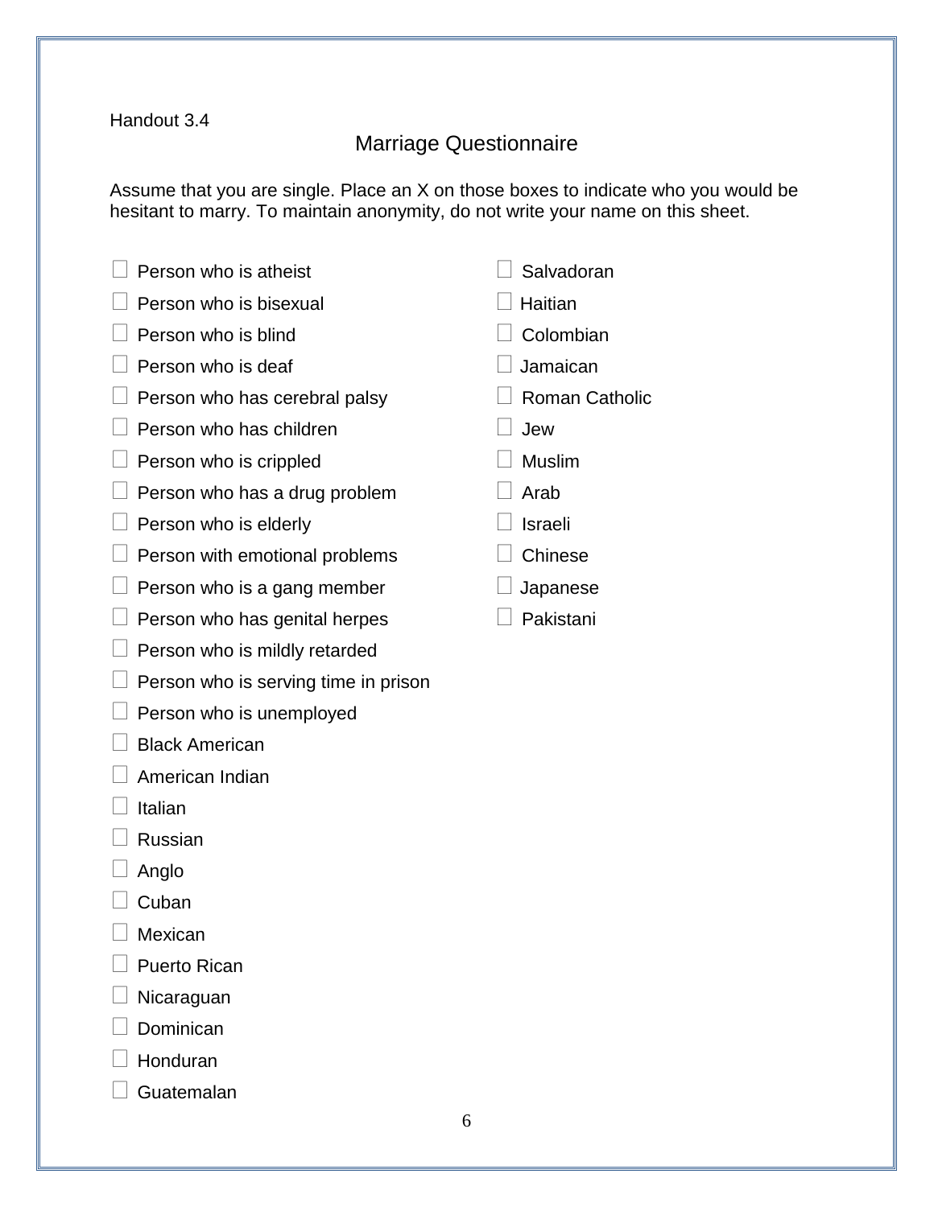Handout 3.4

## Marriage Questionnaire

Assume that you are single. Place an X on those boxes to indicate who you would be hesitant to marry. To maintain anonymity, do not write your name on this sheet.

- ☐ Person who is atheist
- ☐ Person who is bisexual
- ☐ Person who is blind
- ☐ Person who is deaf
- ☐ Person who has cerebral palsy
- ☐ Person who has children
- ☐ Person who is crippled
- ☐ Person who has a drug problem
- ☐ Person who is elderly
- ☐ Person with emotional problems
- ☐ Person who is a gang member
- ☐ Person who has genital herpes
- ☐ Person who is mildly retarded
- ☐ Person who is serving time in prison
- ☐ Person who is unemployed
- ☐ Black American
- ☐ American Indian
- ☐ Italian
- ☐ Russian
- ☐ Anglo
- ☐ Cuban
- ☐ Mexican
- ☐ Puerto Rican
- ☐ Nicaraguan
- ☐ Dominican
- ☐ Honduran
- ☐ Guatemalan
- ☐ Salvadoran
- ☐ Haitian
- ☐ Colombian
- ☐ Jamaican
- ☐ Roman Catholic
- ☐ Jew
- ☐ Muslim
- ☐ Arab
- ☐ Israeli
- ☐ Chinese
- ☐ Japanese
- ☐ Pakistani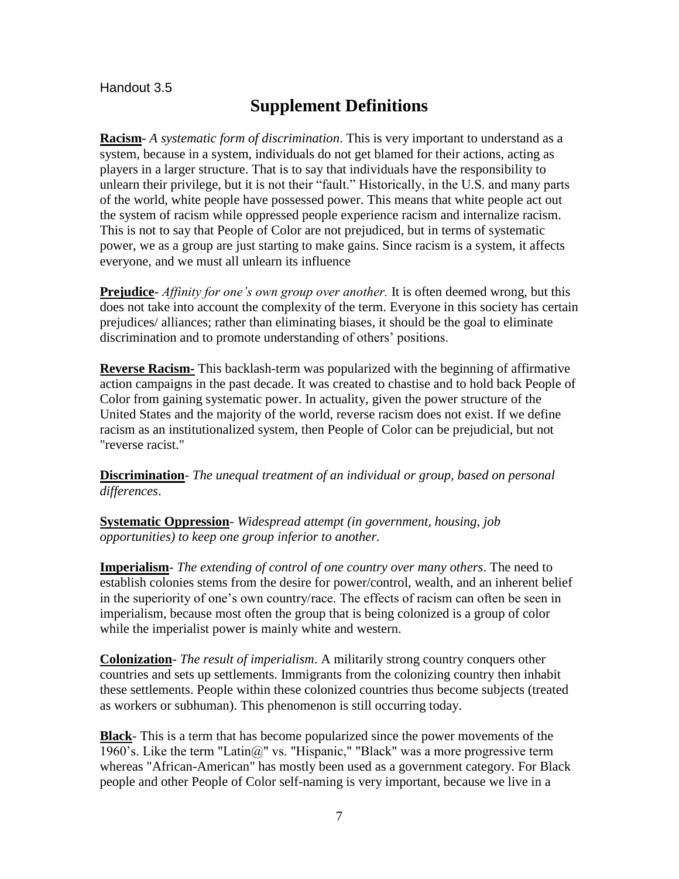Handout 3.5

# Supplement Definitions

**Racism**- *A systematic form of discrimination*. This is very important to understand as a system, because in a system, individuals do not get blamed for their actions, acting as players in a larger structure. That is to say that individuals have the responsibility to unlearn their privilege, but it is not their "fault." Historically, in the U.S. and many parts of the world, white people have possessed power. This means that white people act out the system of racism while oppressed people experience racism and internalize racism. This is not to say that People of Color are not prejudiced, but in terms of systematic power, we as a group are just starting to make gains. Since racism is a system, it affects everyone, and we must all unlearn its influence

**Prejudice**- *Affinity for one's own group over another.* It is often deemed wrong, but this does not take into account the complexity of the term. Everyone in this society has certain prejudices/ alliances; rather than eliminating biases, it should be the goal to eliminate discrimination and to promote understanding of others' positions.

**Reverse Racism-** This backlash-term was popularized with the beginning of affirmative action campaigns in the past decade. It was created to chastise and to hold back People of Color from gaining systematic power. In actuality, given the power structure of the United States and the majority of the world, reverse racism does not exist. If we define racism as an institutionalized system, then People of Color can be prejudicial, but not "reverse racist."

**Discrimination**- *The unequal treatment of an individual or group, based on personal differences*.

**Systematic Oppression**- *Widespread attempt (in government, housing, job opportunities) to keep one group inferior to another.*

**Imperialism**- *The extending of control of one country over many others*. The need to establish colonies stems from the desire for power/control, wealth, and an inherent belief in the superiority of one's own country/race. The effects of racism can often be seen in imperialism, because most often the group that is being colonized is a group of color while the imperialist power is mainly white and western.

**Colonization**- *The result of imperialism*. A militarily strong country conquers other countries and sets up settlements. Immigrants from the colonizing country then inhabit these settlements. People within these colonized countries thus become subjects (treated as workers or subhuman). This phenomenon is still occurring today.

**Black**- This is a term that has become popularized since the power movements of the 1960's. Like the term "Latin@" vs. "Hispanic," "Black" was a more progressive term whereas "African-American" has mostly been used as a government category. For Black people and other People of Color self-naming is very important, because we live in a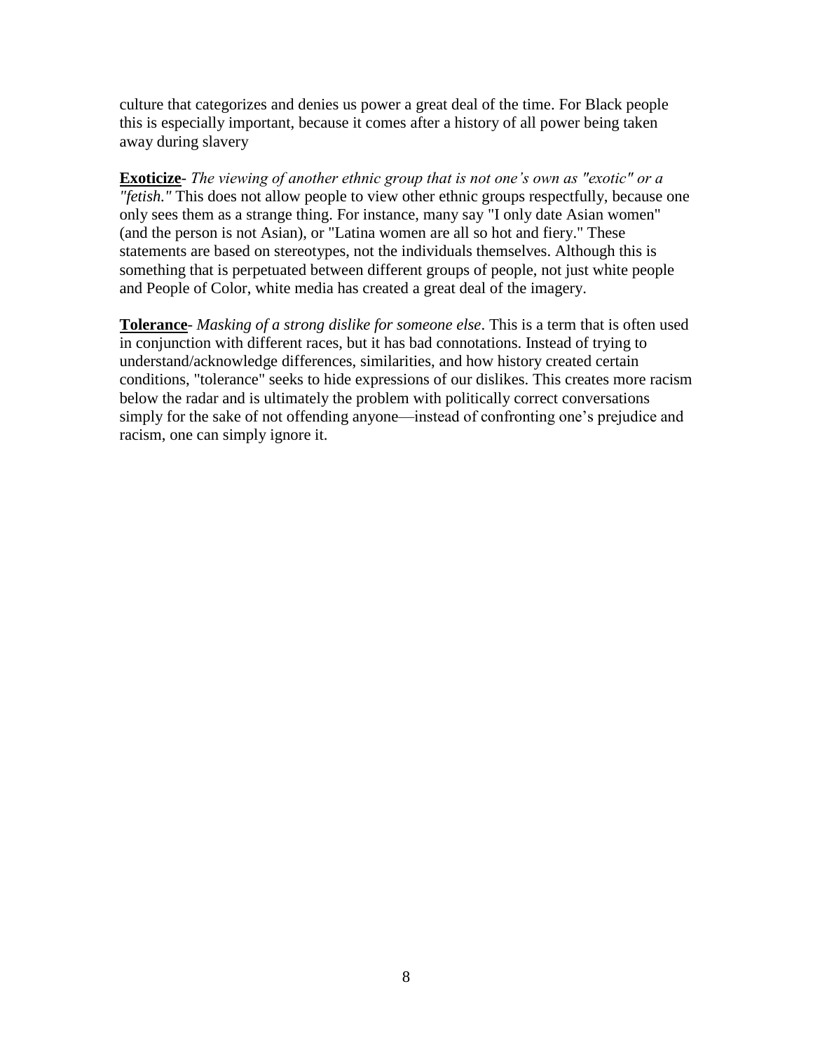culture that categorizes and denies us power a great deal of the time. For Black people this is especially important, because it comes after a history of all power being taken away during slavery

**Exoticize**- *The viewing of another ethnic group that is not one's own as "exotic" or a "fetish."* This does not allow people to view other ethnic groups respectfully, because one only sees them as a strange thing. For instance, many say "I only date Asian women" (and the person is not Asian), or "Latina women are all so hot and fiery." These statements are based on stereotypes, not the individuals themselves. Although this is something that is perpetuated between different groups of people, not just white people and People of Color, white media has created a great deal of the imagery.

**Tolerance**- *Masking of a strong dislike for someone else*. This is a term that is often used in conjunction with different races, but it has bad connotations. Instead of trying to understand/acknowledge differences, similarities, and how history created certain conditions, "tolerance" seeks to hide expressions of our dislikes. This creates more racism below the radar and is ultimately the problem with politically correct conversations simply for the sake of not offending anyone—instead of confronting one's prejudice and racism, one can simply ignore it.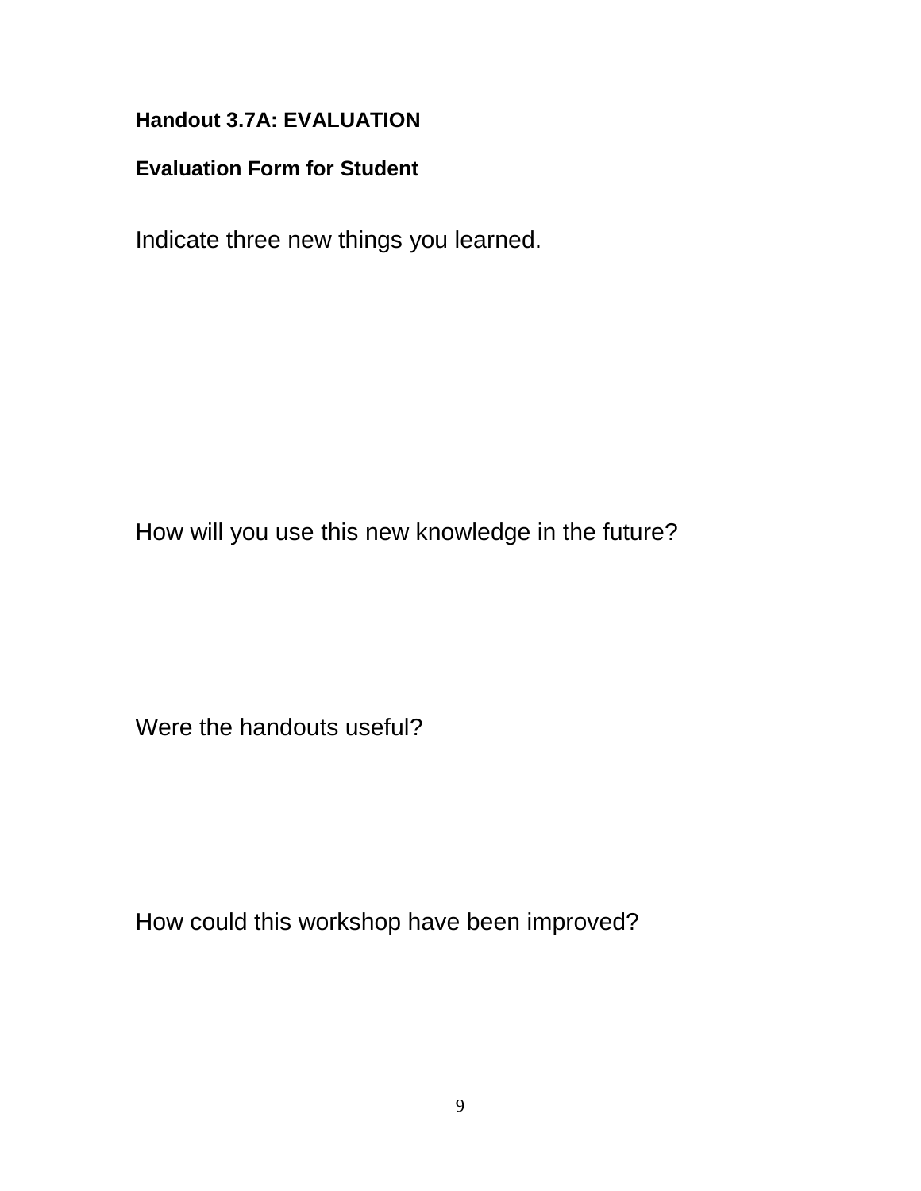**Handout 3.7A: EVALUATION**

**Evaluation Form for Student**

Indicate three new things you learned.

How will you use this new knowledge in the future?

Were the handouts useful?

How could this workshop have been improved?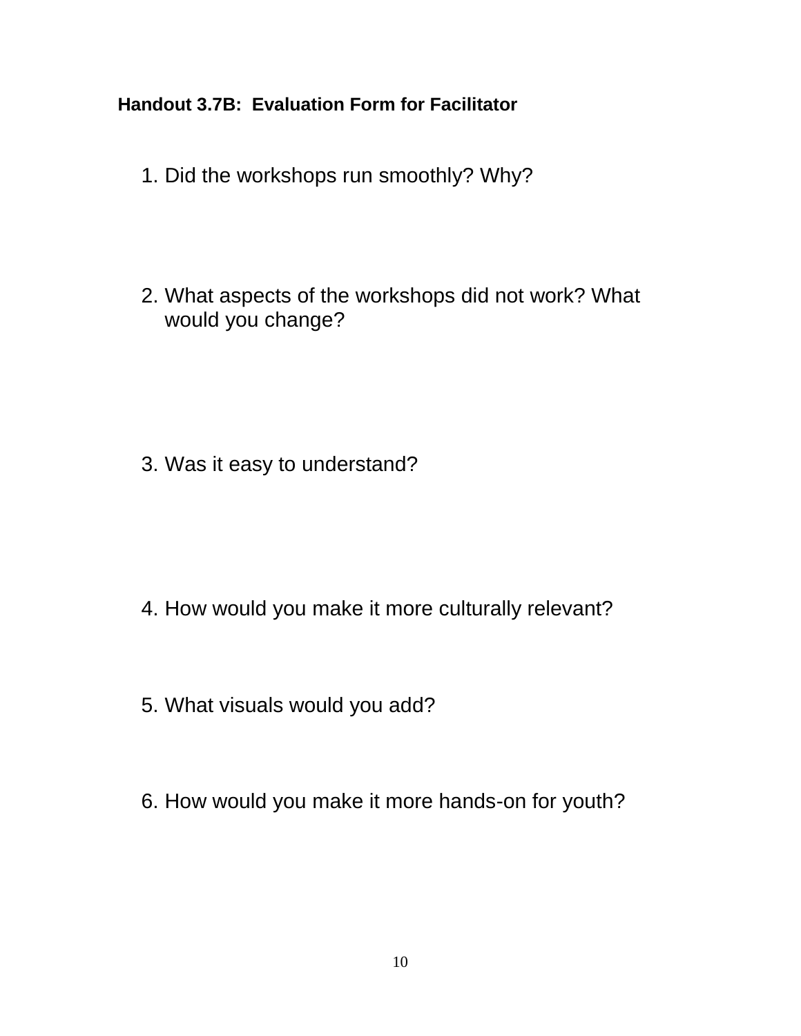### Handout 3.7B: Evaluation Form for Facilitator

1. Did the workshops run smoothly? Why?

2. What aspects of the workshops did not work? What would you change?

3. Was it easy to understand?

4. How would you make it more culturally relevant?

5. What visuals would you add?

6. How would you make it more hands-on for youth?